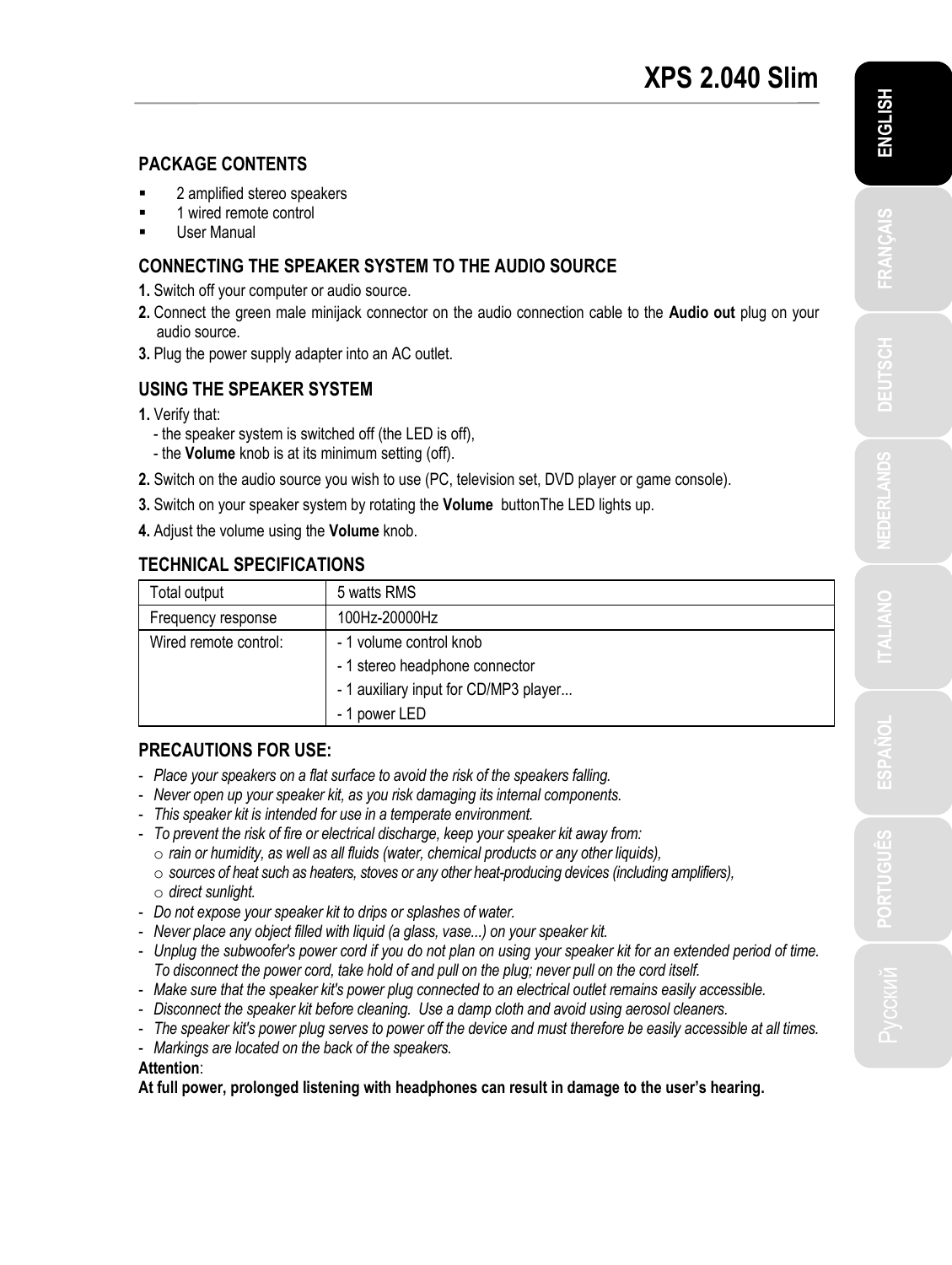# XPS 2.040 Slim

## PACKAGE CONTENTS

- 2 amplified stereo speakers
- 1 wired remote control
- User Manual

## CONNECTING THE SPEAKER SYSTEM TO THE AUDIO SOURCE

**1.** Switch off your computer or audio source.

**2.** Connect the green male minijack connector on the audio connection cable to the **Audio out** plug on your audio source.

**3.** Plug the power supply adapter into an AC outlet.

## USING THE SPEAKER SYSTEM

**1.** Verify that:
- the speaker system is switched off (the LED is off),
- the **Volume** knob is at its minimum setting (off).

**2.** Switch on the audio source you wish to use (PC, television set, DVD player or game console).

**3.** Switch on your speaker system by rotating the **Volume** buttonThe LED lights up.

**4.** Adjust the volume using the **Volume** knob.

## TECHNICAL SPECIFICATIONS

| | |
|---|---|
| Total output | 5 watts RMS |
| Frequency response | 100Hz-20000Hz |
| Wired remote control: | - 1 volume control knob<br>- 1 stereo headphone connector<br>- 1 auxiliary input for CD/MP3 player...<br>- 1 power LED |

## PRECAUTIONS FOR USE:

- *Place your speakers on a flat surface to avoid the risk of the speakers falling.*
- *Never open up your speaker kit, as you risk damaging its internal components.*
- *This speaker kit is intended for use in a temperate environment.*
- *To prevent the risk of fire or electrical discharge, keep your speaker kit away from:*
  - *rain or humidity, as well as all fluids (water, chemical products or any other liquids),*
  - *sources of heat such as heaters, stoves or any other heat-producing devices (including amplifiers),*
  - *direct sunlight.*
- *Do not expose your speaker kit to drips or splashes of water.*
- *Never place any object filled with liquid (a glass, vase...) on your speaker kit.*
- *Unplug the subwoofer's power cord if you do not plan on using your speaker kit for an extended period of time. To disconnect the power cord, take hold of and pull on the plug; never pull on the cord itself.*
- *Make sure that the speaker kit's power plug connected to an electrical outlet remains easily accessible.*
- *Disconnect the speaker kit before cleaning. Use a damp cloth and avoid using aerosol cleaners.*
- *The speaker kit's power plug serves to power off the device and must therefore be easily accessible at all times.*
- *Markings are located on the back of the speakers.*

**Attention**:

**At full power, prolonged listening with headphones can result in damage to the user's hearing.**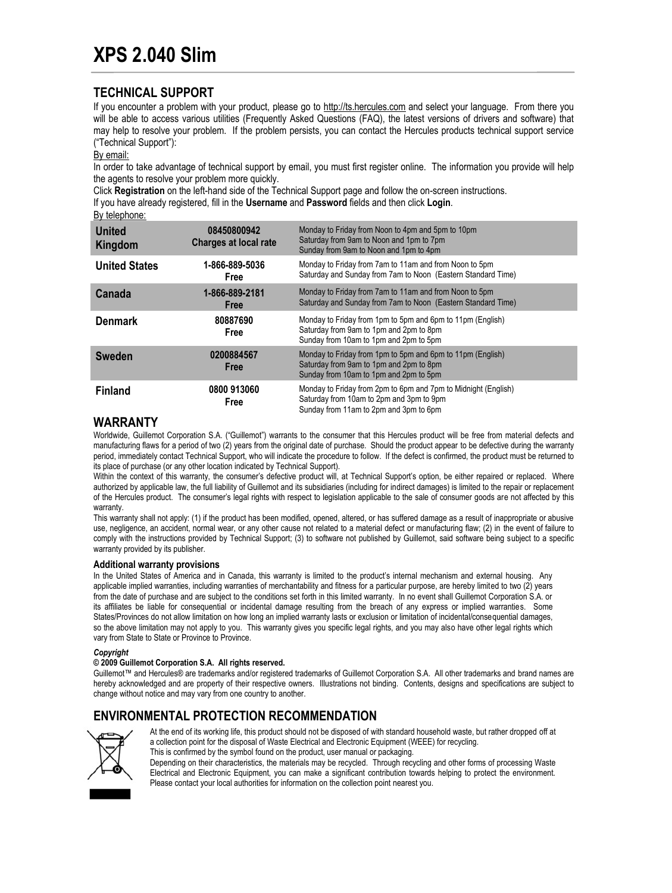# XPS 2.040 Slim

## TECHNICAL SUPPORT

If you encounter a problem with your product, please go to http://ts.hercules.com and select your language. From there you will be able to access various utilities (Frequently Asked Questions (FAQ), the latest versions of drivers and software) that may help to resolve your problem. If the problem persists, you can contact the Hercules products technical support service ("Technical Support"):

By email:

In order to take advantage of technical support by email, you must first register online. The information you provide will help the agents to resolve your problem more quickly.

Click **Registration** on the left-hand side of the Technical Support page and follow the on-screen instructions.

If you have already registered, fill in the **Username** and **Password** fields and then click **Login**.

By telephone:

| | | |
|---|---|---|
| **United Kingdom** | **08450800942**<br>**Charges at local rate** | Monday to Friday from Noon to 4pm and 5pm to 10pm<br>Saturday from 9am to Noon and 1pm to 7pm<br>Sunday from 9am to Noon and 1pm to 4pm |
| **United States** | **1-866-889-5036**<br>**Free** | Monday to Friday from 7am to 11am and from Noon to 5pm<br>Saturday and Sunday from 7am to Noon (Eastern Standard Time) |
| **Canada** | **1-866-889-2181**<br>**Free** | Monday to Friday from 7am to 11am and from Noon to 5pm<br>Saturday and Sunday from 7am to Noon (Eastern Standard Time) |
| **Denmark** | **80887690**<br>**Free** | Monday to Friday from 1pm to 5pm and 6pm to 11pm (English)<br>Saturday from 9am to 1pm and 2pm to 8pm<br>Sunday from 10am to 1pm and 2pm to 5pm |
| **Sweden** | **0200884567**<br>**Free** | Monday to Friday from 1pm to 5pm and 6pm to 11pm (English)<br>Saturday from 9am to 1pm and 2pm to 8pm<br>Sunday from 10am to 1pm and 2pm to 5pm |
| **Finland** | **0800 913060**<br>**Free** | Monday to Friday from 2pm to 6pm and 7pm to Midnight (English)<br>Saturday from 10am to 2pm and 3pm to 9pm<br>Sunday from 11am to 2pm and 3pm to 6pm |

## WARRANTY

Worldwide, Guillemot Corporation S.A. ("Guillemot") warrants to the consumer that this Hercules product will be free from material defects and manufacturing flaws for a period of two (2) years from the original date of purchase. Should the product appear to be defective during the warranty period, immediately contact Technical Support, who will indicate the procedure to follow. If the defect is confirmed, the product must be returned to its place of purchase (or any other location indicated by Technical Support).

Within the context of this warranty, the consumer's defective product will, at Technical Support's option, be either repaired or replaced. Where authorized by applicable law, the full liability of Guillemot and its subsidiaries (including for indirect damages) is limited to the repair or replacement of the Hercules product. The consumer's legal rights with respect to legislation applicable to the sale of consumer goods are not affected by this warranty.

This warranty shall not apply: (1) if the product has been modified, opened, altered, or has suffered damage as a result of inappropriate or abusive use, negligence, an accident, normal wear, or any other cause not related to a material defect or manufacturing flaw; (2) in the event of failure to comply with the instructions provided by Technical Support; (3) to software not published by Guillemot, said software being subject to a specific warranty provided by its publisher.

### Additional warranty provisions

In the United States of America and in Canada, this warranty is limited to the product's internal mechanism and external housing. Any applicable implied warranties, including warranties of merchantability and fitness for a particular purpose, are hereby limited to two (2) years from the date of purchase and are subject to the conditions set forth in this limited warranty. In no event shall Guillemot Corporation S.A. or its affiliates be liable for consequential or incidental damage resulting from the breach of any express or implied warranties. Some States/Provinces do not allow limitation on how long an implied warranty lasts or exclusion or limitation of incidental/consequential damages, so the above limitation may not apply to you. This warranty gives you specific legal rights, and you may also have other legal rights which vary from State to State or Province to Province.

***Copyright***

**© 2009 Guillemot Corporation S.A. All rights reserved.**

Guillemot™ and Hercules® are trademarks and/or registered trademarks of Guillemot Corporation S.A. All other trademarks and brand names are hereby acknowledged and are property of their respective owners. Illustrations not binding. Contents, designs and specifications are subject to change without notice and may vary from one country to another.

## ENVIRONMENTAL PROTECTION RECOMMENDATION

At the end of its working life, this product should not be disposed of with standard household waste, but rather dropped off at a collection point for the disposal of Waste Electrical and Electronic Equipment (WEEE) for recycling.

This is confirmed by the symbol found on the product, user manual or packaging.

Depending on their characteristics, the materials may be recycled. Through recycling and other forms of processing Waste Electrical and Electronic Equipment, you can make a significant contribution towards helping to protect the environment. Please contact your local authorities for information on the collection point nearest you.